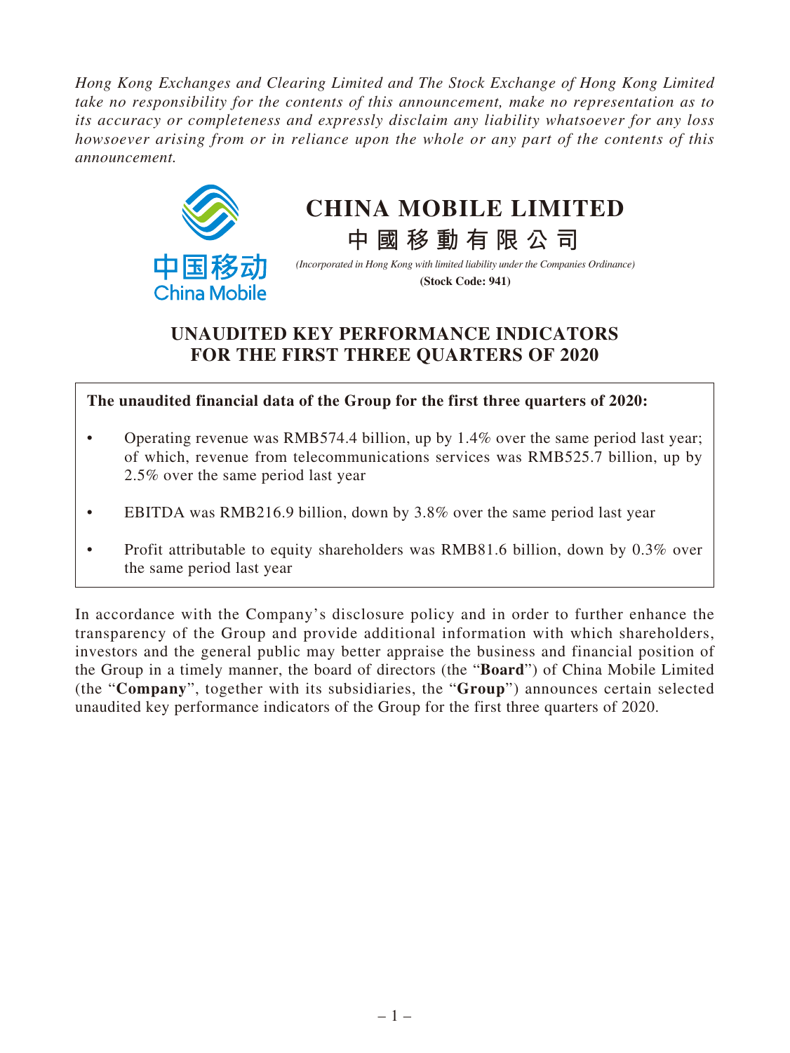*Hong Kong Exchanges and Clearing Limited and The Stock Exchange of Hong Kong Limited take no responsibility for the contents of this announcement, make no representation as to its accuracy or completeness and expressly disclaim any liability whatsoever for any loss howsoever arising from or in reliance upon the whole or any part of the contents of this announcement.*

# CHINA MOBILE LIMITED

# 中國移動有限公司

*(Incorporated in Hong Kong with limited liability under the Companies Ordinance)*

**(Stock Code: 941)**

## UNAUDITED KEY PERFORMANCE INDICATORS FOR THE FIRST THREE QUARTERS OF 2020

**The unaudited financial data of the Group for the first three quarters of 2020:**

- Operating revenue was RMB574.4 billion, up by 1.4% over the same period last year; of which, revenue from telecommunications services was RMB525.7 billion, up by 2.5% over the same period last year
- EBITDA was RMB216.9 billion, down by 3.8% over the same period last year
- Profit attributable to equity shareholders was RMB81.6 billion, down by 0.3% over the same period last year

In accordance with the Company's disclosure policy and in order to further enhance the transparency of the Group and provide additional information with which shareholders, investors and the general public may better appraise the business and financial position of the Group in a timely manner, the board of directors (the "**Board**") of China Mobile Limited (the "**Company**", together with its subsidiaries, the "**Group**") announces certain selected unaudited key performance indicators of the Group for the first three quarters of 2020.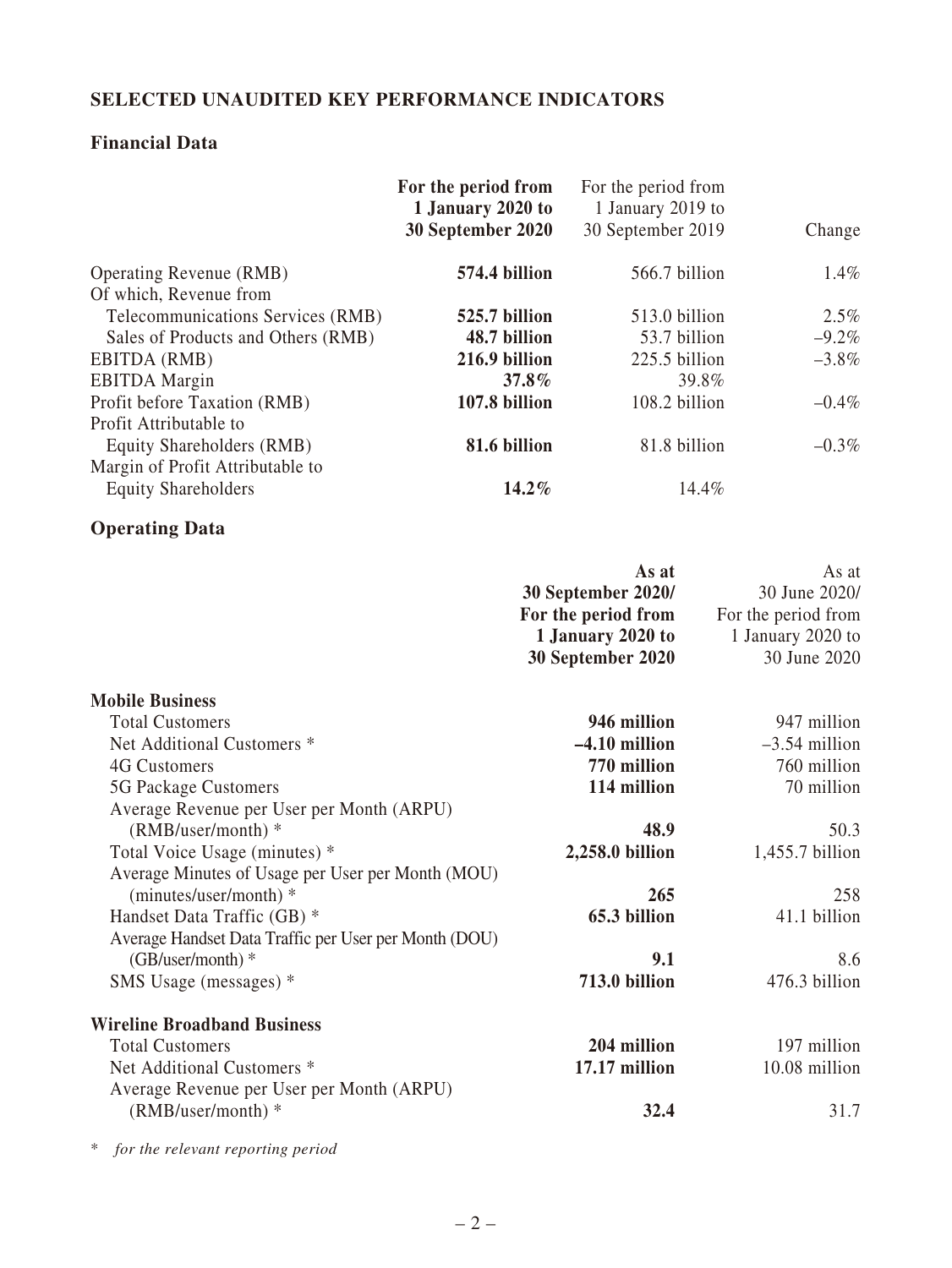## SELECTED UNAUDITED KEY PERFORMANCE INDICATORS

### Financial Data

| | **For the period from 1 January 2020 to 30 September 2020** | For the period from 1 January 2019 to 30 September 2019 | Change |
|---|---|---|---|
| Operating Revenue (RMB) | **574.4 billion** | 566.7 billion | 1.4% |
| Of which, Revenue from | | | |
| Telecommunications Services (RMB) | **525.7 billion** | 513.0 billion | 2.5% |
| Sales of Products and Others (RMB) | **48.7 billion** | 53.7 billion | –9.2% |
| EBITDA (RMB) | **216.9 billion** | 225.5 billion | –3.8% |
| EBITDA Margin | **37.8%** | 39.8% | |
| Profit before Taxation (RMB) | **107.8 billion** | 108.2 billion | –0.4% |
| Profit Attributable to Equity Shareholders (RMB) | **81.6 billion** | 81.8 billion | –0.3% |
| Margin of Profit Attributable to Equity Shareholders | **14.2%** | 14.4% | |

### Operating Data

| | **As at 30 September 2020/ For the period from 1 January 2020 to 30 September 2020** | As at 30 June 2020/ For the period from 1 January 2020 to 30 June 2020 |
|---|---|---|
| **Mobile Business** | | |
| Total Customers | **946 million** | 947 million |
| Net Additional Customers * | **–4.10 million** | –3.54 million |
| 4G Customers | **770 million** | 760 million |
| 5G Package Customers | **114 million** | 70 million |
| Average Revenue per User per Month (ARPU) (RMB/user/month) * | **48.9** | 50.3 |
| Total Voice Usage (minutes) * | **2,258.0 billion** | 1,455.7 billion |
| Average Minutes of Usage per User per Month (MOU) (minutes/user/month) * | **265** | 258 |
| Handset Data Traffic (GB) * | **65.3 billion** | 41.1 billion |
| Average Handset Data Traffic per User per Month (DOU) (GB/user/month) * | **9.1** | 8.6 |
| SMS Usage (messages) * | **713.0 billion** | 476.3 billion |
| **Wireline Broadband Business** | | |
| Total Customers | **204 million** | 197 million |
| Net Additional Customers * | **17.17 million** | 10.08 million |
| Average Revenue per User per Month (ARPU) (RMB/user/month) * | **32.4** | 31.7 |

\* *for the relevant reporting period*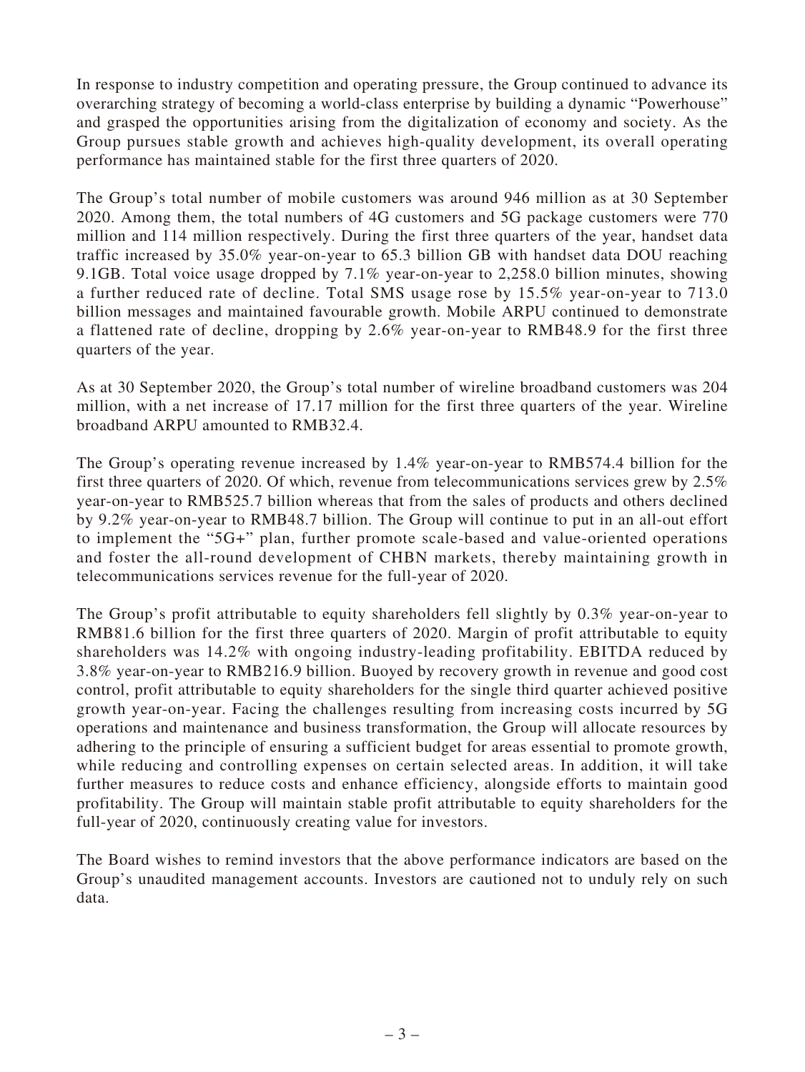In response to industry competition and operating pressure, the Group continued to advance its overarching strategy of becoming a world-class enterprise by building a dynamic "Powerhouse" and grasped the opportunities arising from the digitalization of economy and society. As the Group pursues stable growth and achieves high-quality development, its overall operating performance has maintained stable for the first three quarters of 2020.

The Group's total number of mobile customers was around 946 million as at 30 September 2020. Among them, the total numbers of 4G customers and 5G package customers were 770 million and 114 million respectively. During the first three quarters of the year, handset data traffic increased by 35.0% year-on-year to 65.3 billion GB with handset data DOU reaching 9.1GB. Total voice usage dropped by 7.1% year-on-year to 2,258.0 billion minutes, showing a further reduced rate of decline. Total SMS usage rose by 15.5% year-on-year to 713.0 billion messages and maintained favourable growth. Mobile ARPU continued to demonstrate a flattened rate of decline, dropping by 2.6% year-on-year to RMB48.9 for the first three quarters of the year.

As at 30 September 2020, the Group's total number of wireline broadband customers was 204 million, with a net increase of 17.17 million for the first three quarters of the year. Wireline broadband ARPU amounted to RMB32.4.

The Group's operating revenue increased by 1.4% year-on-year to RMB574.4 billion for the first three quarters of 2020. Of which, revenue from telecommunications services grew by 2.5% year-on-year to RMB525.7 billion whereas that from the sales of products and others declined by 9.2% year-on-year to RMB48.7 billion. The Group will continue to put in an all-out effort to implement the "5G+" plan, further promote scale-based and value-oriented operations and foster the all-round development of CHBN markets, thereby maintaining growth in telecommunications services revenue for the full-year of 2020.

The Group's profit attributable to equity shareholders fell slightly by 0.3% year-on-year to RMB81.6 billion for the first three quarters of 2020. Margin of profit attributable to equity shareholders was 14.2% with ongoing industry-leading profitability. EBITDA reduced by 3.8% year-on-year to RMB216.9 billion. Buoyed by recovery growth in revenue and good cost control, profit attributable to equity shareholders for the single third quarter achieved positive growth year-on-year. Facing the challenges resulting from increasing costs incurred by 5G operations and maintenance and business transformation, the Group will allocate resources by adhering to the principle of ensuring a sufficient budget for areas essential to promote growth, while reducing and controlling expenses on certain selected areas. In addition, it will take further measures to reduce costs and enhance efficiency, alongside efforts to maintain good profitability. The Group will maintain stable profit attributable to equity shareholders for the full-year of 2020, continuously creating value for investors.

The Board wishes to remind investors that the above performance indicators are based on the Group's unaudited management accounts. Investors are cautioned not to unduly rely on such data.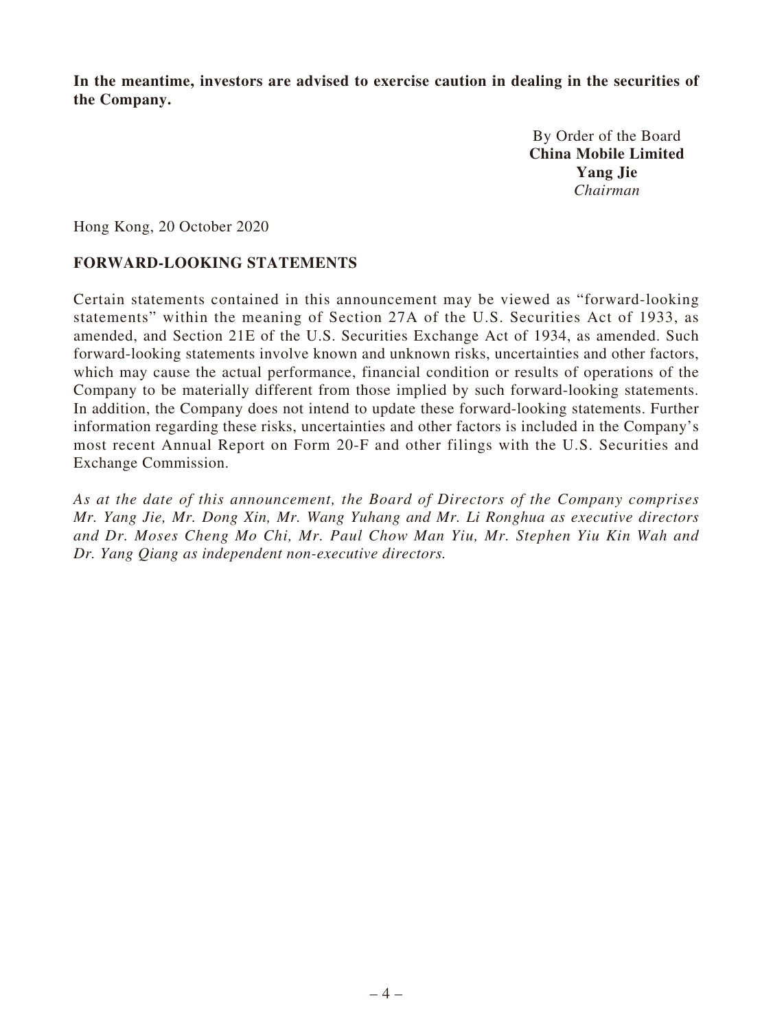**In the meantime, investors are advised to exercise caution in dealing in the securities of the Company.**

By Order of the Board
**China Mobile Limited**
**Yang Jie**
*Chairman*

Hong Kong, 20 October 2020

**FORWARD-LOOKING STATEMENTS**

Certain statements contained in this announcement may be viewed as "forward-looking statements" within the meaning of Section 27A of the U.S. Securities Act of 1933, as amended, and Section 21E of the U.S. Securities Exchange Act of 1934, as amended. Such forward-looking statements involve known and unknown risks, uncertainties and other factors, which may cause the actual performance, financial condition or results of operations of the Company to be materially different from those implied by such forward-looking statements. In addition, the Company does not intend to update these forward-looking statements. Further information regarding these risks, uncertainties and other factors is included in the Company's most recent Annual Report on Form 20-F and other filings with the U.S. Securities and Exchange Commission.

*As at the date of this announcement, the Board of Directors of the Company comprises Mr. Yang Jie, Mr. Dong Xin, Mr. Wang Yuhang and Mr. Li Ronghua as executive directors and Dr. Moses Cheng Mo Chi, Mr. Paul Chow Man Yiu, Mr. Stephen Yiu Kin Wah and Dr. Yang Qiang as independent non-executive directors.*